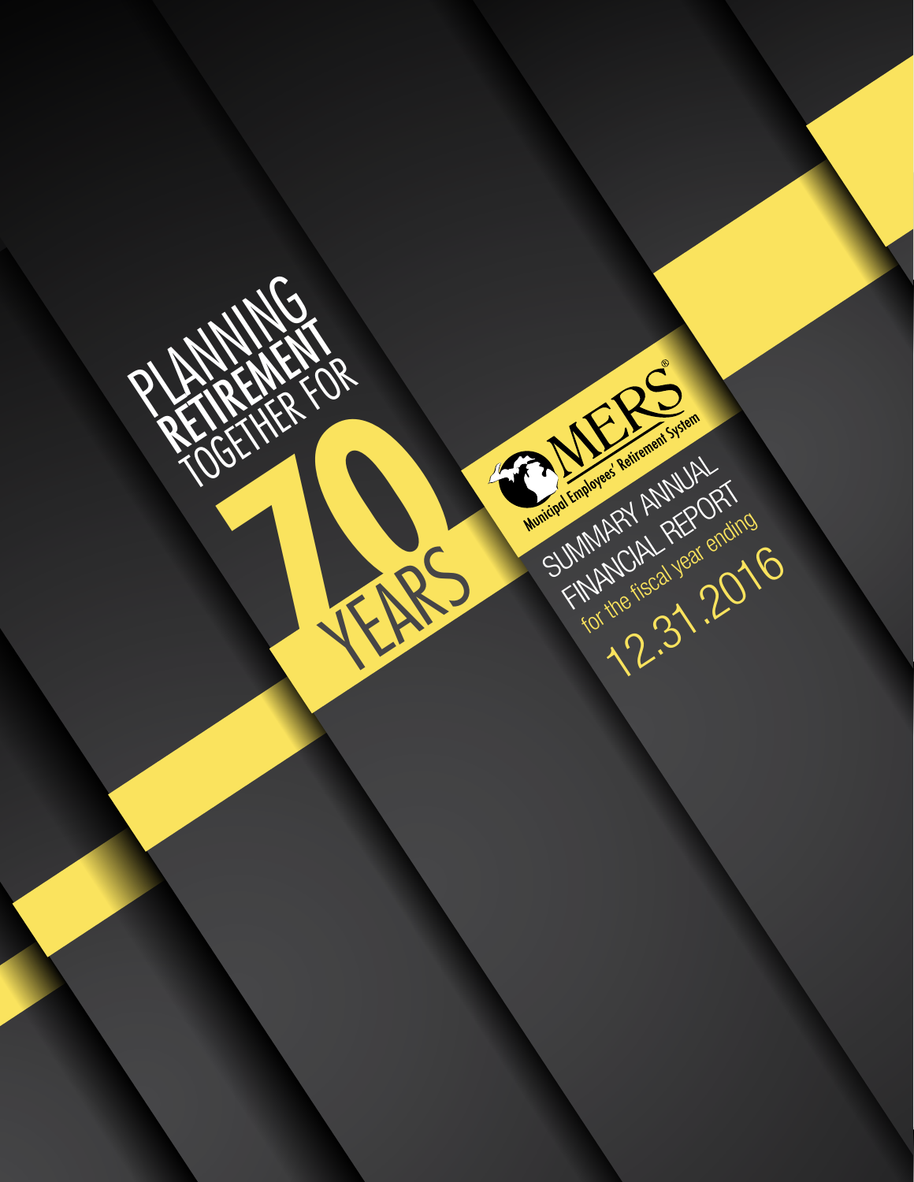# PLANNING RETIREMENT TOGETHER FOR 70 YEARS

MERS®

Municipal Employees' Retirement System

## SUMMARY ANNUAL FINANCIAL REPORT

for the fiscal year ending

12.31.2016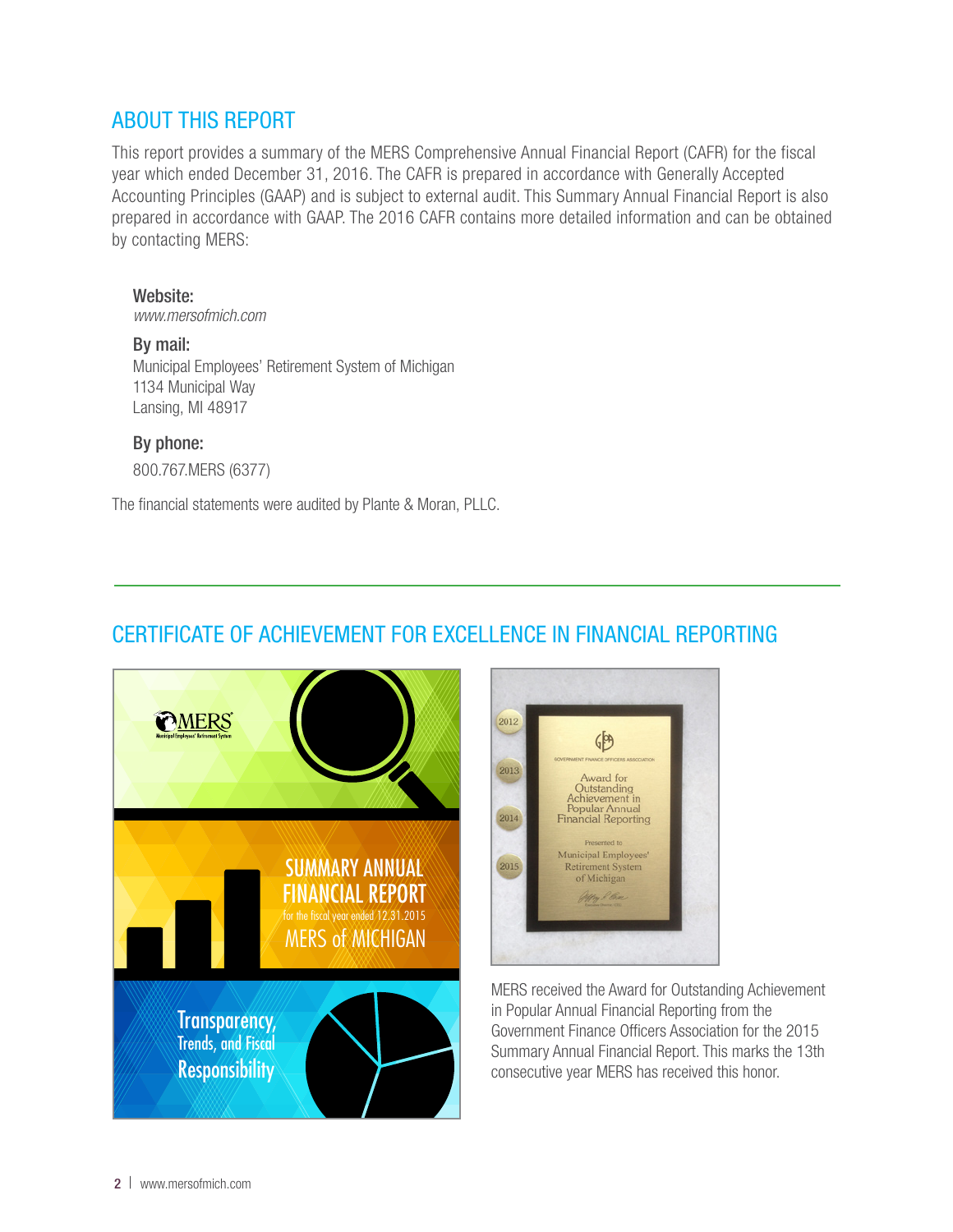## ABOUT THIS REPORT

This report provides a summary of the MERS Comprehensive Annual Financial Report (CAFR) for the fiscal year which ended December 31, 2016. The CAFR is prepared in accordance with Generally Accepted Accounting Principles (GAAP) and is subject to external audit. This Summary Annual Financial Report is also prepared in accordance with GAAP. The 2016 CAFR contains more detailed information and can be obtained by contacting MERS:

**Website:**
*www.mersofmich.com*

**By mail:**
Municipal Employees' Retirement System of Michigan
1134 Municipal Way
Lansing, MI 48917

**By phone:**
800.767.MERS (6377)

The financial statements were audited by Plante & Moran, PLLC.

## CERTIFICATE OF ACHIEVEMENT FOR EXCELLENCE IN FINANCIAL REPORTING

MERS received the Award for Outstanding Achievement in Popular Annual Financial Reporting from the Government Finance Officers Association for the 2015 Summary Annual Financial Report. This marks the 13th consecutive year MERS has received this honor.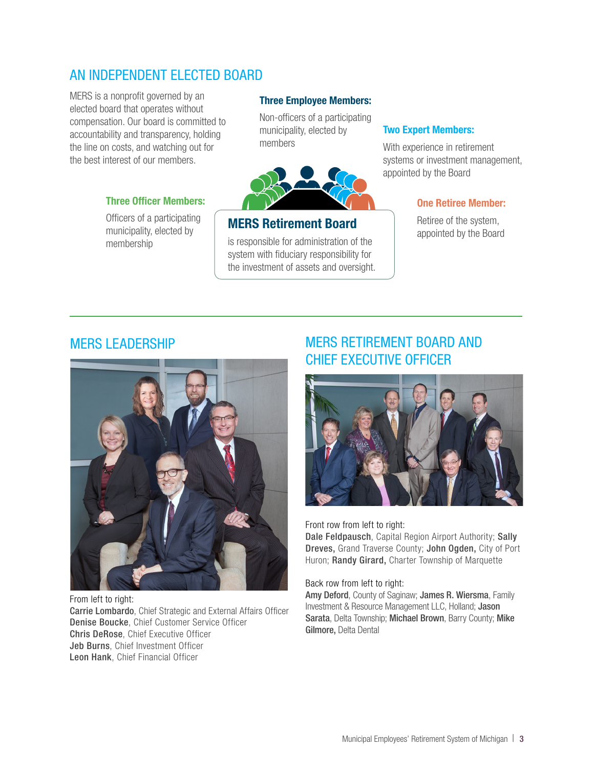## AN INDEPENDENT ELECTED BOARD

MERS is a nonprofit governed by an elected board that operates without compensation. Our board is committed to accountability and transparency, holding the line on costs, and watching out for the best interest of our members.

**Three Employee Members:**

Non-officers of a participating municipality, elected by members

**Two Expert Members:**

With experience in retirement systems or investment management, appointed by the Board

**Three Officer Members:**

Officers of a participating municipality, elected by membership

**MERS Retirement Board**

is responsible for administration of the system with fiduciary responsibility for the investment of assets and oversight.

**One Retiree Member:**

Retiree of the system, appointed by the Board

## MERS LEADERSHIP

From left to right:
**Carrie Lombardo**, Chief Strategic and External Affairs Officer
**Denise Boucke**, Chief Customer Service Officer
**Chris DeRose**, Chief Executive Officer
**Jeb Burns**, Chief Investment Officer
**Leon Hank**, Chief Financial Officer

## MERS RETIREMENT BOARD AND CHIEF EXECUTIVE OFFICER

Front row from left to right:
**Dale Feldpausch**, Capital Region Airport Authority; **Sally Dreves,** Grand Traverse County; **John Ogden,** City of Port Huron; **Randy Girard,** Charter Township of Marquette

Back row from left to right:
**Amy Deford**, County of Saginaw; **James R. Wiersma**, Family Investment & Resource Management LLC, Holland; **Jason Sarata**, Delta Township; **Michael Brown**, Barry County; **Mike Gilmore,** Delta Dental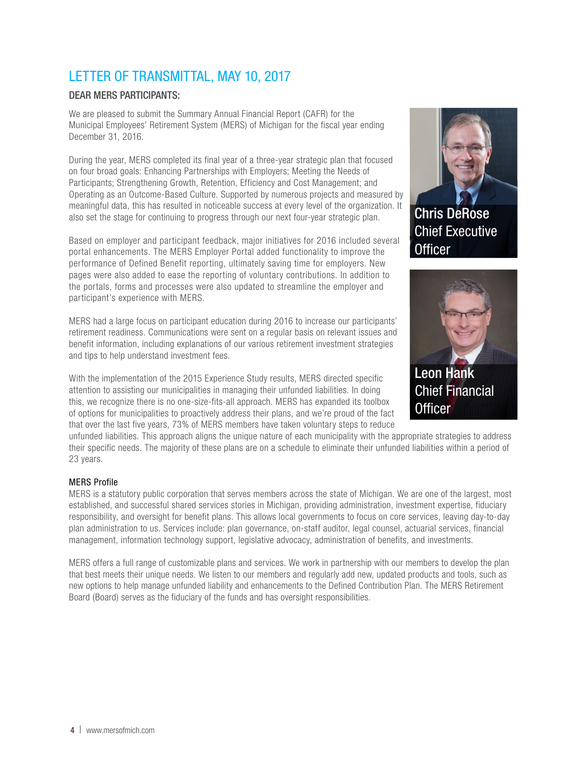# LETTER OF TRANSMITTAL, MAY 10, 2017

## DEAR MERS PARTICIPANTS:

We are pleased to submit the Summary Annual Financial Report (CAFR) for the Municipal Employees' Retirement System (MERS) of Michigan for the fiscal year ending December 31, 2016.

During the year, MERS completed its final year of a three-year strategic plan that focused on four broad goals: Enhancing Partnerships with Employers; Meeting the Needs of Participants; Strengthening Growth, Retention, Efficiency and Cost Management; and Operating as an Outcome-Based Culture. Supported by numerous projects and measured by meaningful data, this has resulted in noticeable success at every level of the organization. It also set the stage for continuing to progress through our next four-year strategic plan.

Based on employer and participant feedback, major initiatives for 2016 included several portal enhancements. The MERS Employer Portal added functionality to improve the performance of Defined Benefit reporting, ultimately saving time for employers. New pages were also added to ease the reporting of voluntary contributions. In addition to the portals, forms and processes were also updated to streamline the employer and participant's experience with MERS.

MERS had a large focus on participant education during 2016 to increase our participants' retirement readiness. Communications were sent on a regular basis on relevant issues and benefit information, including explanations of our various retirement investment strategies and tips to help understand investment fees.

With the implementation of the 2015 Experience Study results, MERS directed specific attention to assisting our municipalities in managing their unfunded liabilities. In doing this, we recognize there is no one-size-fits-all approach. MERS has expanded its toolbox of options for municipalities to proactively address their plans, and we're proud of the fact that over the last five years, 73% of MERS members have taken voluntary steps to reduce unfunded liabilities. This approach aligns the unique nature of each municipality with the appropriate strategies to address their specific needs. The majority of these plans are on a schedule to eliminate their unfunded liabilities within a period of 23 years.

Chris DeRose
Chief Executive Officer

Leon Hank
Chief Financial Officer

### MERS Profile

MERS is a statutory public corporation that serves members across the state of Michigan. We are one of the largest, most established, and successful shared services stories in Michigan, providing administration, investment expertise, fiduciary responsibility, and oversight for benefit plans. This allows local governments to focus on core services, leaving day-to-day plan administration to us. Services include: plan governance, on-staff auditor, legal counsel, actuarial services, financial management, information technology support, legislative advocacy, administration of benefits, and investments.

MERS offers a full range of customizable plans and services. We work in partnership with our members to develop the plan that best meets their unique needs. We listen to our members and regularly add new, updated products and tools, such as new options to help manage unfunded liability and enhancements to the Defined Contribution Plan. The MERS Retirement Board (Board) serves as the fiduciary of the funds and has oversight responsibilities.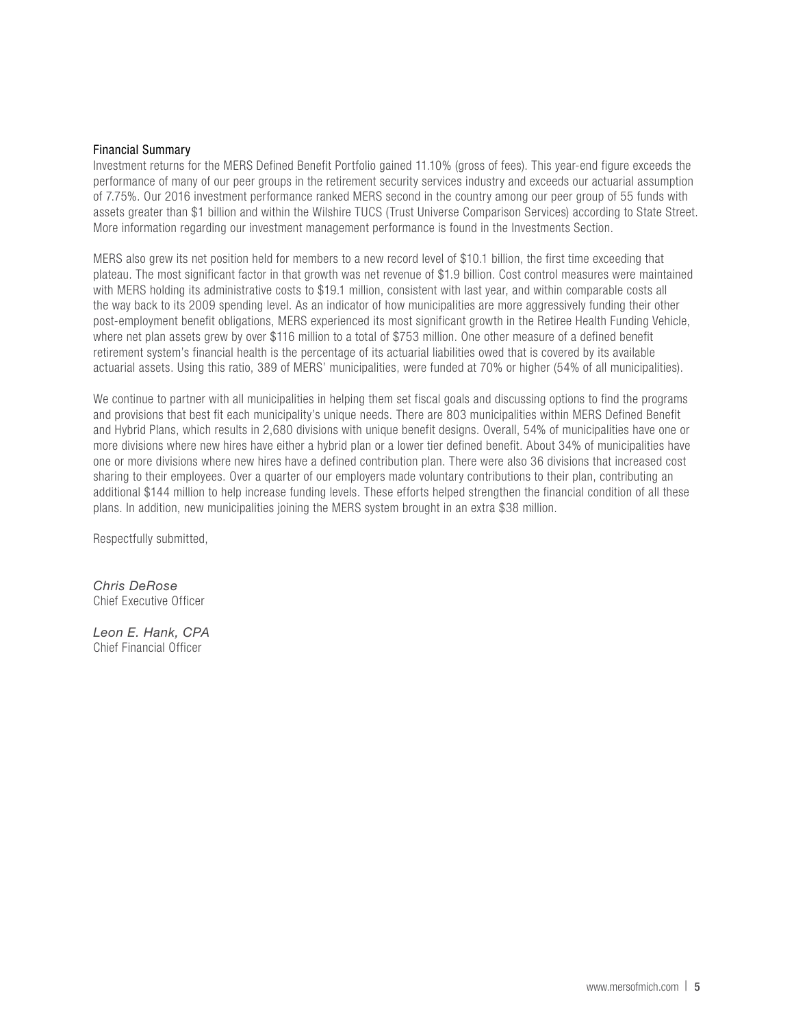## Financial Summary

Investment returns for the MERS Defined Benefit Portfolio gained 11.10% (gross of fees). This year-end figure exceeds the performance of many of our peer groups in the retirement security services industry and exceeds our actuarial assumption of 7.75%. Our 2016 investment performance ranked MERS second in the country among our peer group of 55 funds with assets greater than $1 billion and within the Wilshire TUCS (Trust Universe Comparison Services) according to State Street. More information regarding our investment management performance is found in the Investments Section.

MERS also grew its net position held for members to a new record level of $10.1 billion, the first time exceeding that plateau. The most significant factor in that growth was net revenue of $1.9 billion. Cost control measures were maintained with MERS holding its administrative costs to $19.1 million, consistent with last year, and within comparable costs all the way back to its 2009 spending level. As an indicator of how municipalities are more aggressively funding their other post-employment benefit obligations, MERS experienced its most significant growth in the Retiree Health Funding Vehicle, where net plan assets grew by over $116 million to a total of $753 million. One other measure of a defined benefit retirement system's financial health is the percentage of its actuarial liabilities owed that is covered by its available actuarial assets. Using this ratio, 389 of MERS' municipalities, were funded at 70% or higher (54% of all municipalities).

We continue to partner with all municipalities in helping them set fiscal goals and discussing options to find the programs and provisions that best fit each municipality's unique needs. There are 803 municipalities within MERS Defined Benefit and Hybrid Plans, which results in 2,680 divisions with unique benefit designs. Overall, 54% of municipalities have one or more divisions where new hires have either a hybrid plan or a lower tier defined benefit. About 34% of municipalities have one or more divisions where new hires have a defined contribution plan. There were also 36 divisions that increased cost sharing to their employees. Over a quarter of our employers made voluntary contributions to their plan, contributing an additional $144 million to help increase funding levels. These efforts helped strengthen the financial condition of all these plans. In addition, new municipalities joining the MERS system brought in an extra $38 million.

Respectfully submitted,

*Chris DeRose*
Chief Executive Officer

*Leon E. Hank, CPA*
Chief Financial Officer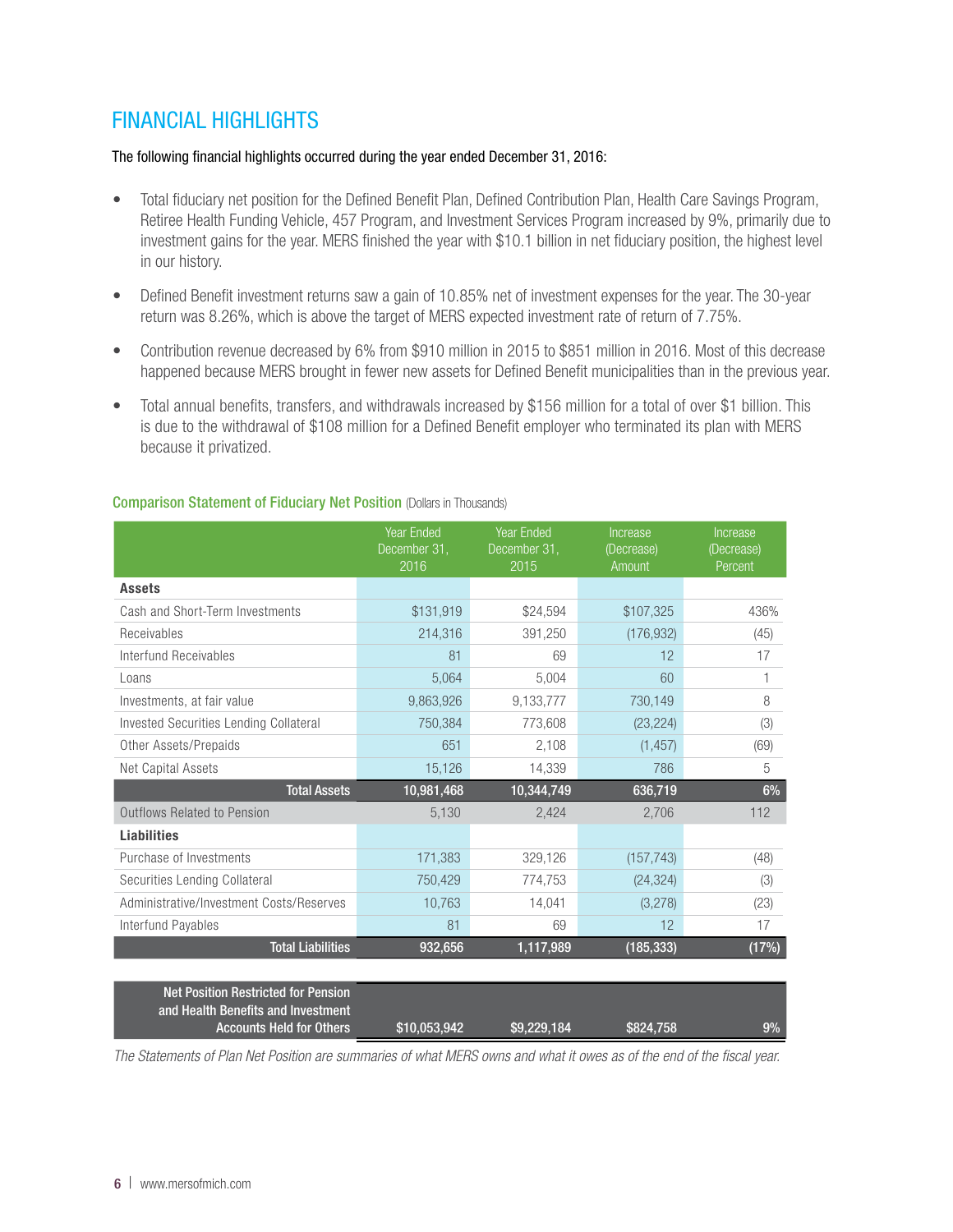# FINANCIAL HIGHLIGHTS

The following financial highlights occurred during the year ended December 31, 2016:

- Total fiduciary net position for the Defined Benefit Plan, Defined Contribution Plan, Health Care Savings Program, Retiree Health Funding Vehicle, 457 Program, and Investment Services Program increased by 9%, primarily due to investment gains for the year. MERS finished the year with $10.1 billion in net fiduciary position, the highest level in our history.
- Defined Benefit investment returns saw a gain of 10.85% net of investment expenses for the year. The 30-year return was 8.26%, which is above the target of MERS expected investment rate of return of 7.75%.
- Contribution revenue decreased by 6% from $910 million in 2015 to $851 million in 2016. Most of this decrease happened because MERS brought in fewer new assets for Defined Benefit municipalities than in the previous year.
- Total annual benefits, transfers, and withdrawals increased by $156 million for a total of over $1 billion. This is due to the withdrawal of $108 million for a Defined Benefit employer who terminated its plan with MERS because it privatized.

## Comparison Statement of Fiduciary Net Position (Dollars in Thousands)

| | Year Ended December 31, 2016 | Year Ended December 31, 2015 | Increase (Decrease) Amount | Increase (Decrease) Percent |
|---|---|---|---|---|
| **Assets** | | | | |
| Cash and Short-Term Investments | $131,919 | $24,594 | $107,325 | 436% |
| Receivables | 214,316 | 391,250 | (176,932) | (45) |
| Interfund Receivables | 81 | 69 | 12 | 17 |
| Loans | 5,064 | 5,004 | 60 | 1 |
| Investments, at fair value | 9,863,926 | 9,133,777 | 730,149 | 8 |
| Invested Securities Lending Collateral | 750,384 | 773,608 | (23,224) | (3) |
| Other Assets/Prepaids | 651 | 2,108 | (1,457) | (69) |
| Net Capital Assets | 15,126 | 14,339 | 786 | 5 |
| **Total Assets** | **10,981,468** | **10,344,749** | **636,719** | **6%** |
| Outflows Related to Pension | 5,130 | 2,424 | 2,706 | 112 |
| **Liabilities** | | | | |
| Purchase of Investments | 171,383 | 329,126 | (157,743) | (48) |
| Securities Lending Collateral | 750,429 | 774,753 | (24,324) | (3) |
| Administrative/Investment Costs/Reserves | 10,763 | 14,041 | (3,278) | (23) |
| Interfund Payables | 81 | 69 | 12 | 17 |
| **Total Liabilities** | **932,656** | **1,117,989** | **(185,333)** | **(17%)** |
| **Net Position Restricted for Pension and Health Benefits and Investment Accounts Held for Others** | **$10,053,942** | **$9,229,184** | **$824,758** | **9%** |

*The Statements of Plan Net Position are summaries of what MERS owns and what it owes as of the end of the fiscal year.*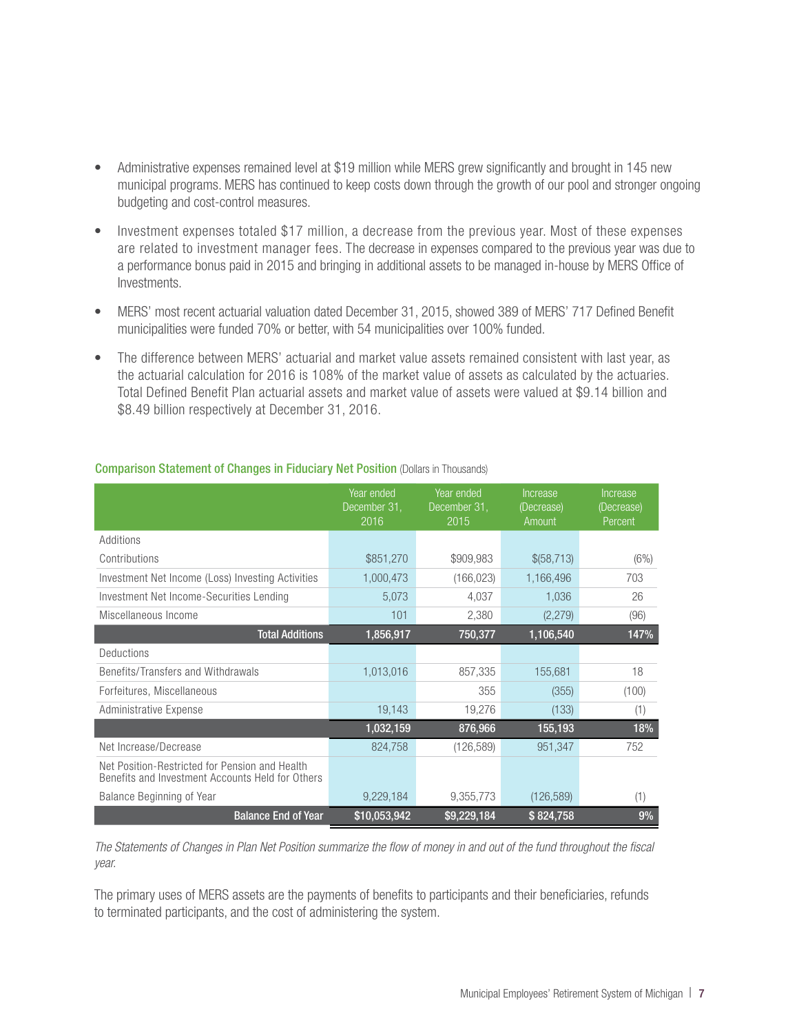- Administrative expenses remained level at $19 million while MERS grew significantly and brought in 145 new municipal programs. MERS has continued to keep costs down through the growth of our pool and stronger ongoing budgeting and cost-control measures.
- Investment expenses totaled $17 million, a decrease from the previous year. Most of these expenses are related to investment manager fees. The decrease in expenses compared to the previous year was due to a performance bonus paid in 2015 and bringing in additional assets to be managed in-house by MERS Office of Investments.
- MERS' most recent actuarial valuation dated December 31, 2015, showed 389 of MERS' 717 Defined Benefit municipalities were funded 70% or better, with 54 municipalities over 100% funded.
- The difference between MERS' actuarial and market value assets remained consistent with last year, as the actuarial calculation for 2016 is 108% of the market value of assets as calculated by the actuaries. Total Defined Benefit Plan actuarial assets and market value of assets were valued at $9.14 billion and $8.49 billion respectively at December 31, 2016.

**Comparison Statement of Changes in Fiduciary Net Position** (Dollars in Thousands)

| | Year ended December 31, 2016 | Year ended December 31, 2015 | Increase (Decrease) Amount | Increase (Decrease) Percent |
|---|---|---|---|---|
| Additions | | | | |
| Contributions | $851,270 | $909,983 | $(58,713) | (6%) |
| Investment Net Income (Loss) Investing Activities | 1,000,473 | (166,023) | 1,166,496 | 703 |
| Investment Net Income-Securities Lending | 5,073 | 4,037 | 1,036 | 26 |
| Miscellaneous Income | 101 | 2,380 | (2,279) | (96) |
| **Total Additions** | **1,856,917** | **750,377** | **1,106,540** | **147%** |
| Deductions | | | | |
| Benefits/Transfers and Withdrawals | 1,013,016 | 857,335 | 155,681 | 18 |
| Forfeitures, Miscellaneous | | 355 | (355) | (100) |
| Administrative Expense | 19,143 | 19,276 | (133) | (1) |
| | **1,032,159** | **876,966** | **155,193** | **18%** |
| Net Increase/Decrease | 824,758 | (126,589) | 951,347 | 752 |
| Net Position-Restricted for Pension and Health Benefits and Investment Accounts Held for Others | | | | |
| Balance Beginning of Year | 9,229,184 | 9,355,773 | (126,589) | (1) |
| **Balance End of Year** | **$10,053,942** | **$9,229,184** | **$ 824,758** | **9%** |

*The Statements of Changes in Plan Net Position summarize the flow of money in and out of the fund throughout the fiscal year.*

The primary uses of MERS assets are the payments of benefits to participants and their beneficiaries, refunds to terminated participants, and the cost of administering the system.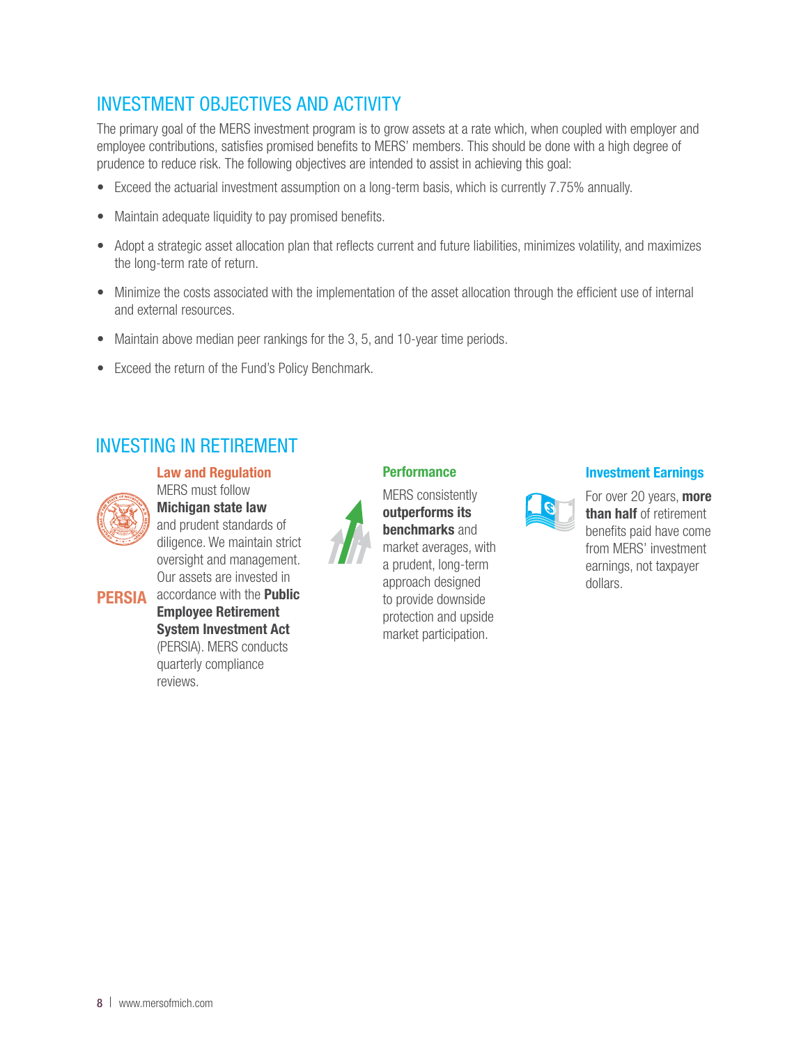## INVESTMENT OBJECTIVES AND ACTIVITY

The primary goal of the MERS investment program is to grow assets at a rate which, when coupled with employer and employee contributions, satisfies promised benefits to MERS' members. This should be done with a high degree of prudence to reduce risk. The following objectives are intended to assist in achieving this goal:

- Exceed the actuarial investment assumption on a long-term basis, which is currently 7.75% annually.
- Maintain adequate liquidity to pay promised benefits.
- Adopt a strategic asset allocation plan that reflects current and future liabilities, minimizes volatility, and maximizes the long-term rate of return.
- Minimize the costs associated with the implementation of the asset allocation through the efficient use of internal and external resources.
- Maintain above median peer rankings for the 3, 5, and 10-year time periods.
- Exceed the return of the Fund's Policy Benchmark.

## INVESTING IN RETIREMENT

### Law and Regulation

MERS must follow **Michigan state law** and prudent standards of diligence. We maintain strict oversight and management. Our assets are invested in accordance with the **Public Employee Retirement System Investment Act** (PERSIA). MERS conducts quarterly compliance reviews.

### Performance

MERS consistently **outperforms its benchmarks** and market averages, with a prudent, long-term approach designed to provide downside protection and upside market participation.

### Investment Earnings

For over 20 years, **more than half** of retirement benefits paid have come from MERS' investment earnings, not taxpayer dollars.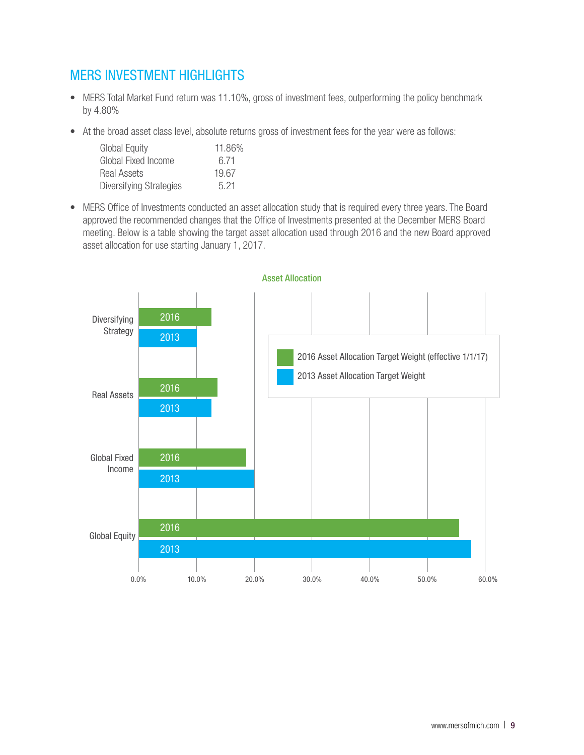## MERS INVESTMENT HIGHLIGHTS

- MERS Total Market Fund return was 11.10%, gross of investment fees, outperforming the policy benchmark by 4.80%
- At the broad asset class level, absolute returns gross of investment fees for the year were as follows:

| | |
|---|---|
| Global Equity | 11.86% |
| Global Fixed Income | 6.71 |
| Real Assets | 19.67 |
| Diversifying Strategies | 5.21 |

- MERS Office of Investments conducted an asset allocation study that is required every three years. The Board approved the recommended changes that the Office of Investments presented at the December MERS Board meeting. Below is a table showing the target asset allocation used through 2016 and the new Board approved asset allocation for use starting January 1, 2017.

Asset Allocation

2016 Asset Allocation Target Weight (effective 1/1/17)

2013 Asset Allocation Target Weight

Diversifying Strategy: 2016, 2013

Real Assets: 2016, 2013

Global Fixed Income: 2016, 2013

Global Equity: 2016, 2013

0.0% 10.0% 20.0% 30.0% 40.0% 50.0% 60.0%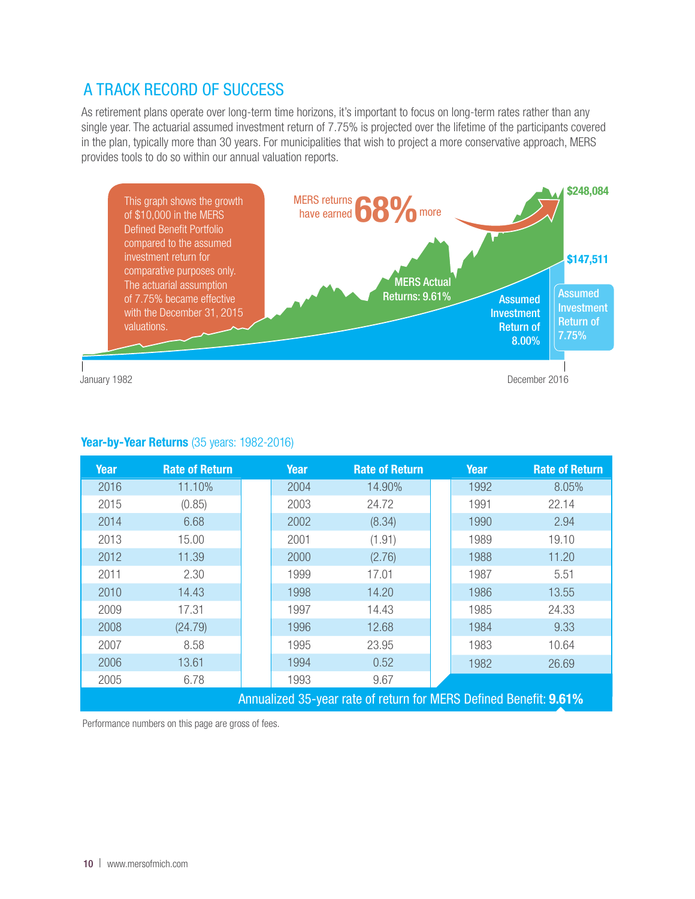## A TRACK RECORD OF SUCCESS

As retirement plans operate over long-term time horizons, it's important to focus on long-term rates rather than any single year. The actuarial assumed investment return of 7.75% is projected over the lifetime of the participants covered in the plan, typically more than 30 years. For municipalities that wish to project a more conservative approach, MERS provides tools to do so within our annual valuation reports.

This graph shows the growth of $10,000 in the MERS Defined Benefit Portfolio compared to the assumed investment return for comparative purposes only. The actuarial assumption of 7.75% became effective with the December 31, 2015 valuations.

MERS returns have earned **68%** more

$248,084

$147,511

MERS Actual Returns: 9.61%

Assumed Investment Return of 8.00%

Assumed Investment Return of 7.75%

January 1982 — December 2016

### Year-by-Year Returns (35 years: 1982-2016)

| Year | Rate of Return | Year | Rate of Return | Year | Rate of Return |
|---|---|---|---|---|---|
| 2016 | 11.10% | 2004 | 14.90% | 1992 | 8.05% |
| 2015 | (0.85) | 2003 | 24.72 | 1991 | 22.14 |
| 2014 | 6.68 | 2002 | (8.34) | 1990 | 2.94 |
| 2013 | 15.00 | 2001 | (1.91) | 1989 | 19.10 |
| 2012 | 11.39 | 2000 | (2.76) | 1988 | 11.20 |
| 2011 | 2.30 | 1999 | 17.01 | 1987 | 5.51 |
| 2010 | 14.43 | 1998 | 14.20 | 1986 | 13.55 |
| 2009 | 17.31 | 1997 | 14.43 | 1985 | 24.33 |
| 2008 | (24.79) | 1996 | 12.68 | 1984 | 9.33 |
| 2007 | 8.58 | 1995 | 23.95 | 1983 | 10.64 |
| 2006 | 13.61 | 1994 | 0.52 | 1982 | 26.69 |
| 2005 | 6.78 | 1993 | 9.67 | | |

Annualized 35-year rate of return for MERS Defined Benefit: **9.61%**

Performance numbers on this page are gross of fees.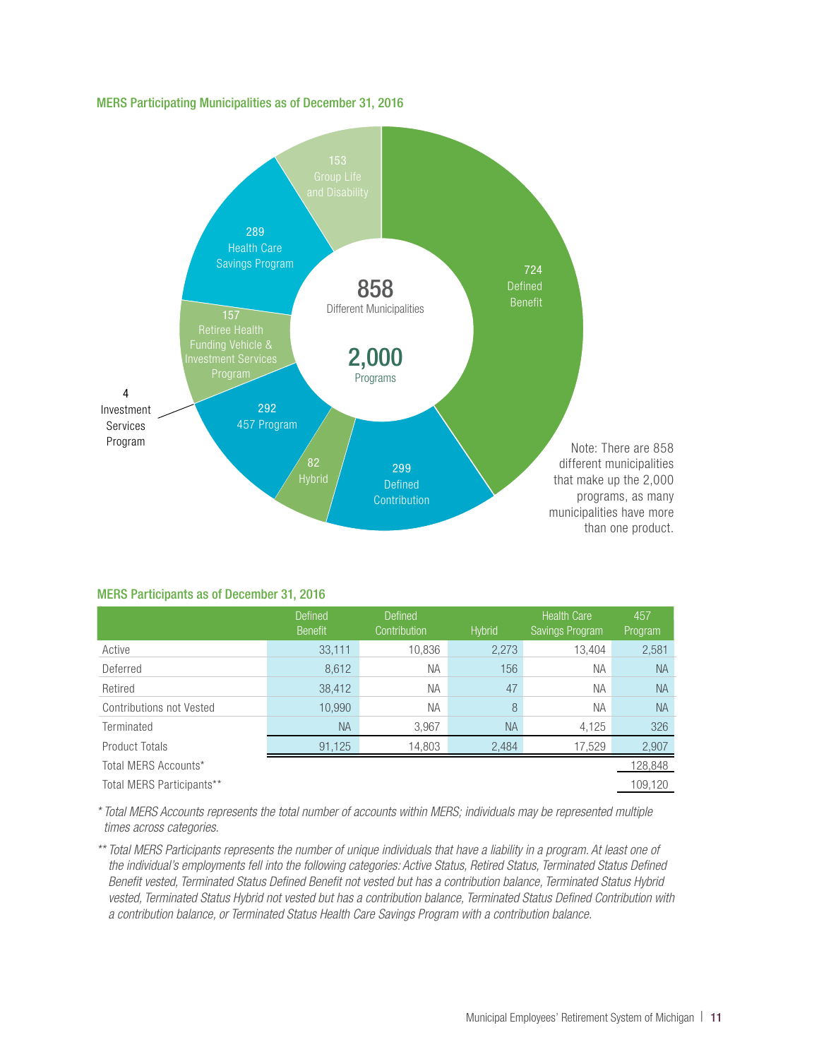## MERS Participating Municipalities as of December 31, 2016

858 Different Municipalities

2,000 Programs

- 724 Defined Benefit
- 299 Defined Contribution
- 82 Hybrid
- 292 457 Program
- 4 Investment Services Program
- 157 Retiree Health Funding Vehicle & Investment Services Program
- 289 Health Care Savings Program
- 153 Group Life and Disability

Note: There are 858 different municipalities that make up the 2,000 programs, as many municipalities have more than one product.

## MERS Participants as of December 31, 2016

| | Defined Benefit | Defined Contribution | Hybrid | Health Care Savings Program | 457 Program |
|---|---|---|---|---|---|
| Active | 33,111 | 10,836 | 2,273 | 13,404 | 2,581 |
| Deferred | 8,612 | NA | 156 | NA | NA |
| Retired | 38,412 | NA | 47 | NA | NA |
| Contributions not Vested | 10,990 | NA | 8 | NA | NA |
| Terminated | NA | 3,967 | NA | 4,125 | 326 |
| Product Totals | 91,125 | 14,803 | 2,484 | 17,529 | 2,907 |
| Total MERS Accounts* | | | | | 128,848 |
| Total MERS Participants** | | | | | 109,120 |

*\* Total MERS Accounts represents the total number of accounts within MERS; individuals may be represented multiple times across categories.*

*\*\* Total MERS Participants represents the number of unique individuals that have a liability in a program. At least one of the individual's employments fell into the following categories: Active Status, Retired Status, Terminated Status Defined Benefit vested, Terminated Status Defined Benefit not vested but has a contribution balance, Terminated Status Hybrid vested, Terminated Status Hybrid not vested but has a contribution balance, Terminated Status Defined Contribution with a contribution balance, or Terminated Status Health Care Savings Program with a contribution balance.*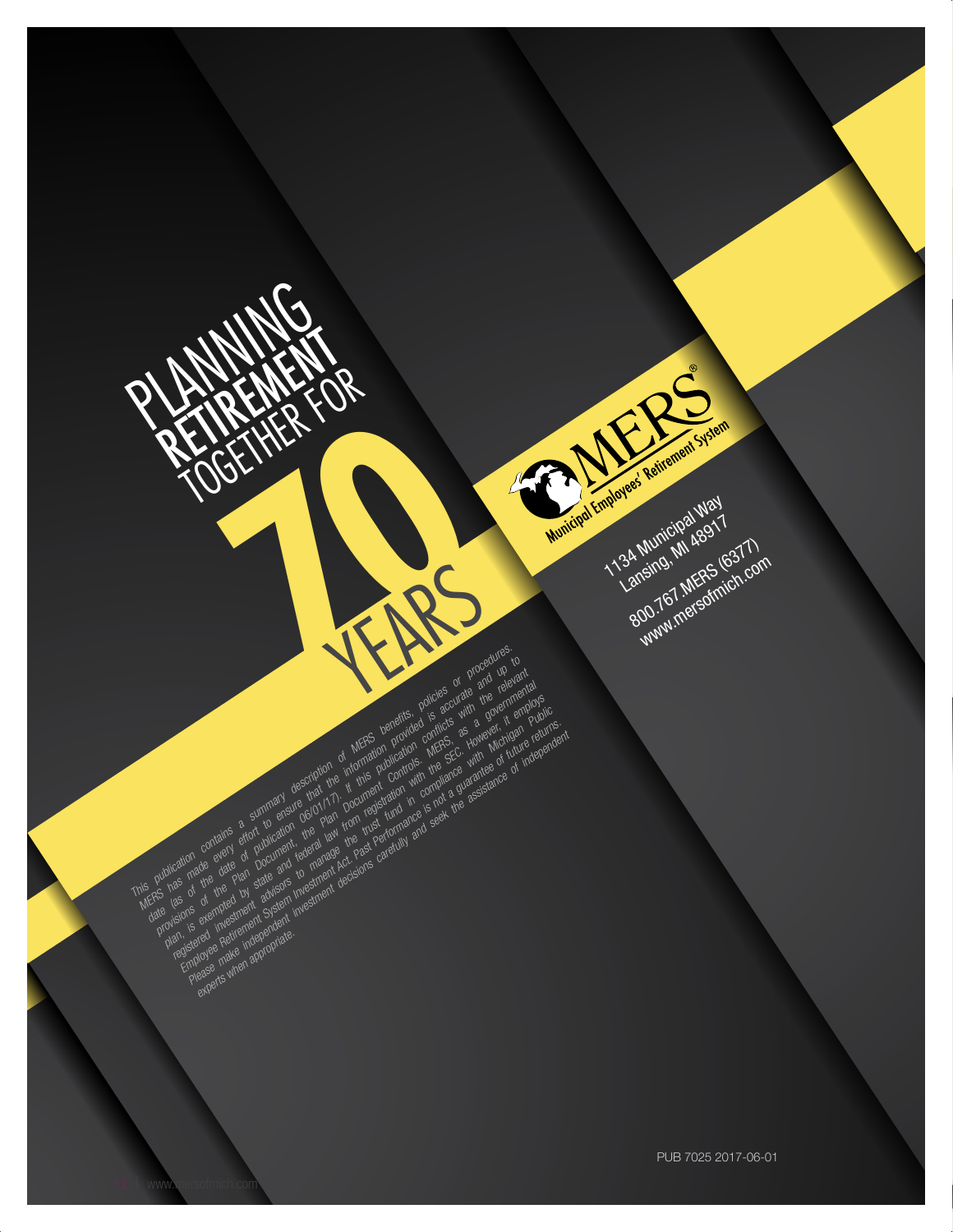# PLANNING RETIREMENT TOGETHER FOR 70 YEARS

MERS® Municipal Employees' Retirement System

1134 Municipal Way
Lansing, MI 48917

800.767.MERS (6377)
www.mersofmich.com

This publication contains a summary description of MERS benefits, policies or procedures. MERS has made every effort to ensure that the information provided is accurate and up to date (as of the date of publication 06/01/17). If this publication conflicts with the relevant provisions of the Plan Document, the Plan Document Controls. MERS, as a governmental plan, is exempted by state and federal law from registration with the SEC. However, it employs registered investment advisors to manage the trust fund in compliance with Michigan Public Employee Retirement System Investment Act. Past Performance is not a guarantee of future returns. Please make independent investment decisions carefully and seek the assistance of independent experts when appropriate.

PUB 7025 2017-06-01